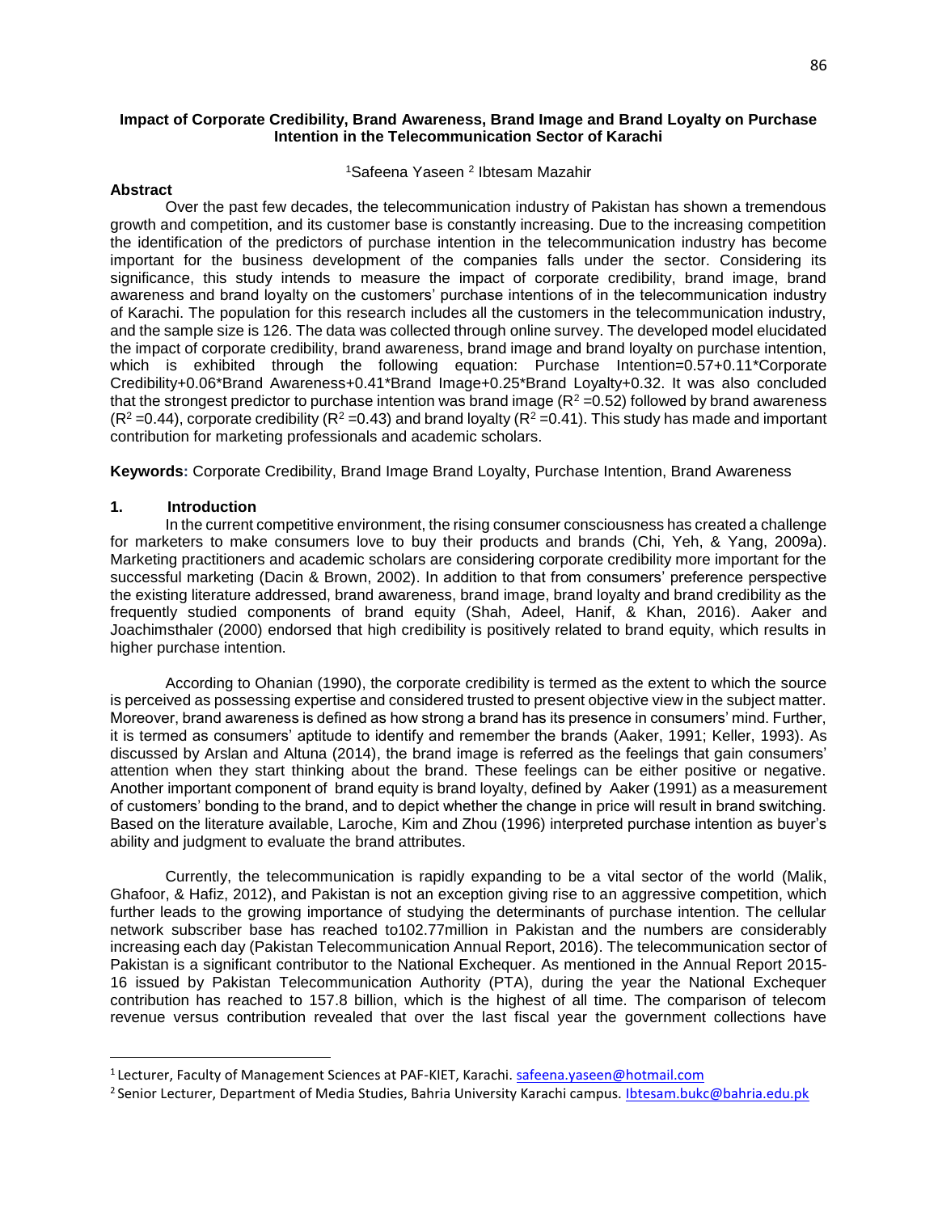# Impact of Corporate Credibility, Brand Awareness, Brand Image and Brand Loyalty on Purchase Intention in the Telecommunication Sector of Karachi

[1]Safeena Yaseen [2] Ibtesam Mazahir

**Abstract**

Over the past few decades, the telecommunication industry of Pakistan has shown a tremendous growth and competition, and its customer base is constantly increasing. Due to the increasing competition the identification of the predictors of purchase intention in the telecommunication industry has become important for the business development of the companies falls under the sector. Considering its significance, this study intends to measure the impact of corporate credibility, brand image, brand awareness and brand loyalty on the customers' purchase intentions of in the telecommunication industry of Karachi. The population for this research includes all the customers in the telecommunication industry, and the sample size is 126. The data was collected through online survey. The developed model elucidated the impact of corporate credibility, brand awareness, brand image and brand loyalty on purchase intention, which is exhibited through the following equation: Purchase Intention=0.57+0.11*Corporate Credibility+0.06*Brand Awareness+0.41*Brand Image+0.25*Brand Loyalty+0.32. It was also concluded that the strongest predictor to purchase intention was brand image ($R^2$ =0.52) followed by brand awareness ($R^2$ =0.44), corporate credibility ($R^2$ =0.43) and brand loyalty ($R^2$ =0.41). This study has made and important contribution for marketing professionals and academic scholars.

**Keywords:** Corporate Credibility, Brand Image Brand Loyalty, Purchase Intention, Brand Awareness

## 1. Introduction

In the current competitive environment, the rising consumer consciousness has created a challenge for marketers to make consumers love to buy their products and brands (Chi, Yeh, & Yang, 2009a). Marketing practitioners and academic scholars are considering corporate credibility more important for the successful marketing (Dacin & Brown, 2002). In addition to that from consumers' preference perspective the existing literature addressed, brand awareness, brand image, brand loyalty and brand credibility as the frequently studied components of brand equity (Shah, Adeel, Hanif, & Khan, 2016). Aaker and Joachimsthaler (2000) endorsed that high credibility is positively related to brand equity, which results in higher purchase intention.

According to Ohanian (1990), the corporate credibility is termed as the extent to which the source is perceived as possessing expertise and considered trusted to present objective view in the subject matter. Moreover, brand awareness is defined as how strong a brand has its presence in consumers' mind. Further, it is termed as consumers' aptitude to identify and remember the brands (Aaker, 1991; Keller, 1993). As discussed by Arslan and Altuna (2014), the brand image is referred as the feelings that gain consumers' attention when they start thinking about the brand. These feelings can be either positive or negative. Another important component of brand equity is brand loyalty, defined by Aaker (1991) as a measurement of customers' bonding to the brand, and to depict whether the change in price will result in brand switching. Based on the literature available, Laroche, Kim and Zhou (1996) interpreted purchase intention as buyer's ability and judgment to evaluate the brand attributes.

Currently, the telecommunication is rapidly expanding to be a vital sector of the world (Malik, Ghafoor, & Hafiz, 2012), and Pakistan is not an exception giving rise to an aggressive competition, which further leads to the growing importance of studying the determinants of purchase intention. The cellular network subscriber base has reached to102.77million in Pakistan and the numbers are considerably increasing each day (Pakistan Telecommunication Annual Report, 2016). The telecommunication sector of Pakistan is a significant contributor to the National Exchequer. As mentioned in the Annual Report 2015-16 issued by Pakistan Telecommunication Authority (PTA), during the year the National Exchequer contribution has reached to 157.8 billion, which is the highest of all time. The comparison of telecom revenue versus contribution revealed that over the last fiscal year the government collections have

[1] Lecturer, Faculty of Management Sciences at PAF-KIET, Karachi. safeena.yaseen@hotmail.com

[2] Senior Lecturer, Department of Media Studies, Bahria University Karachi campus. Ibtesam.bukc@bahria.edu.pk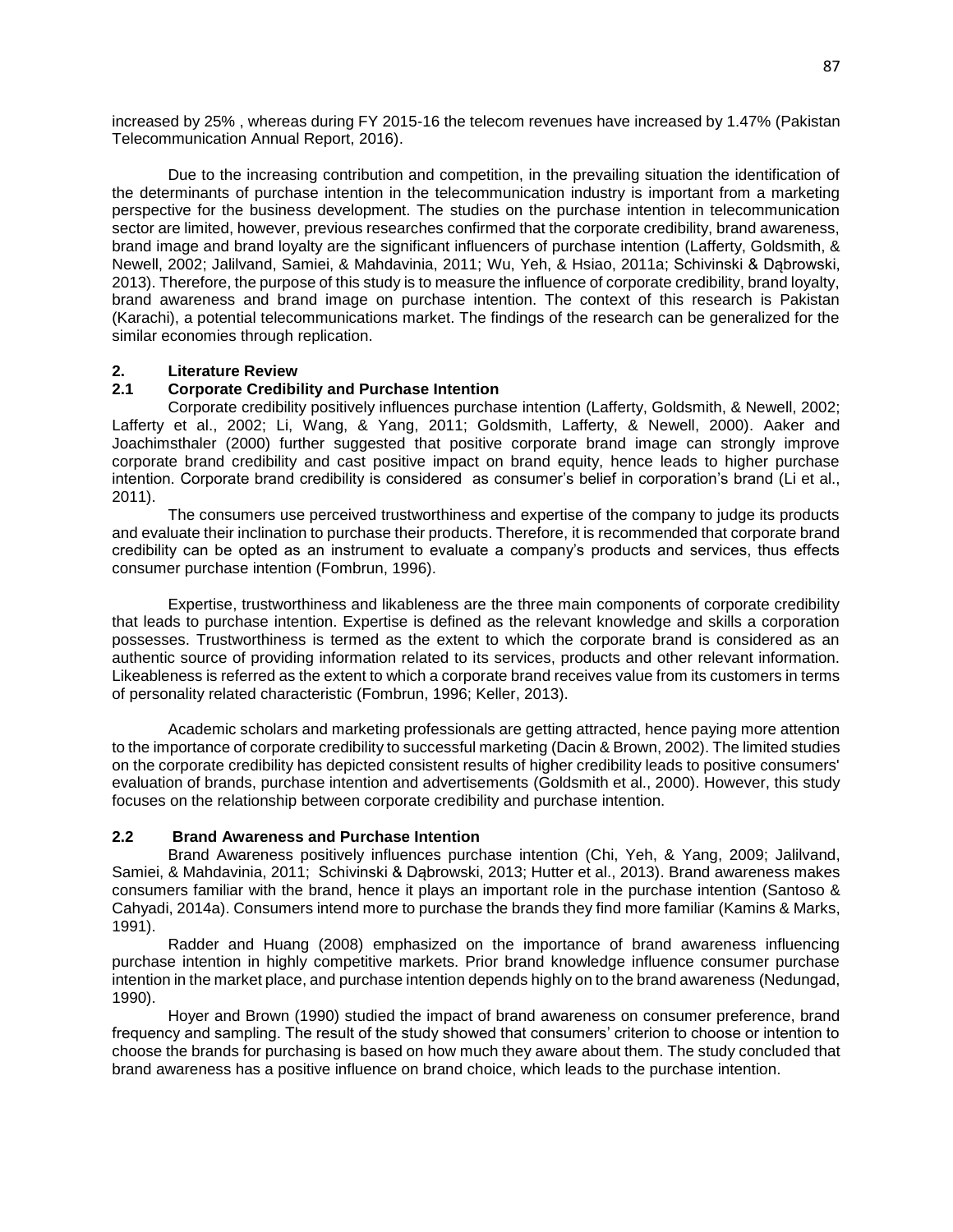increased by 25% , whereas during FY 2015-16 the telecom revenues have increased by 1.47% (Pakistan Telecommunication Annual Report, 2016).

Due to the increasing contribution and competition, in the prevailing situation the identification of the determinants of purchase intention in the telecommunication industry is important from a marketing perspective for the business development. The studies on the purchase intention in telecommunication sector are limited, however, previous researches confirmed that the corporate credibility, brand awareness, brand image and brand loyalty are the significant influencers of purchase intention (Lafferty, Goldsmith, & Newell, 2002; Jalilvand, Samiei, & Mahdavinia, 2011; Wu, Yeh, & Hsiao, 2011a; Schivinski & Dąbrowski, 2013). Therefore, the purpose of this study is to measure the influence of corporate credibility, brand loyalty, brand awareness and brand image on purchase intention. The context of this research is Pakistan (Karachi), a potential telecommunications market. The findings of the research can be generalized for the similar economies through replication.

## 2. Literature Review

### 2.1 Corporate Credibility and Purchase Intention

Corporate credibility positively influences purchase intention (Lafferty, Goldsmith, & Newell, 2002; Lafferty et al., 2002; Li, Wang, & Yang, 2011; Goldsmith, Lafferty, & Newell, 2000). Aaker and Joachimsthaler (2000) further suggested that positive corporate brand image can strongly improve corporate brand credibility and cast positive impact on brand equity, hence leads to higher purchase intention. Corporate brand credibility is considered as consumer's belief in corporation's brand (Li et al., 2011).

The consumers use perceived trustworthiness and expertise of the company to judge its products and evaluate their inclination to purchase their products. Therefore, it is recommended that corporate brand credibility can be opted as an instrument to evaluate a company's products and services, thus effects consumer purchase intention (Fombrun, 1996).

Expertise, trustworthiness and likableness are the three main components of corporate credibility that leads to purchase intention. Expertise is defined as the relevant knowledge and skills a corporation possesses. Trustworthiness is termed as the extent to which the corporate brand is considered as an authentic source of providing information related to its services, products and other relevant information. Likeableness is referred as the extent to which a corporate brand receives value from its customers in terms of personality related characteristic (Fombrun, 1996; Keller, 2013).

Academic scholars and marketing professionals are getting attracted, hence paying more attention to the importance of corporate credibility to successful marketing (Dacin & Brown, 2002). The limited studies on the corporate credibility has depicted consistent results of higher credibility leads to positive consumers' evaluation of brands, purchase intention and advertisements (Goldsmith et al., 2000). However, this study focuses on the relationship between corporate credibility and purchase intention.

### 2.2 Brand Awareness and Purchase Intention

Brand Awareness positively influences purchase intention (Chi, Yeh, & Yang, 2009; Jalilvand, Samiei, & Mahdavinia, 2011; Schivinski & Dąbrowski, 2013; Hutter et al., 2013). Brand awareness makes consumers familiar with the brand, hence it plays an important role in the purchase intention (Santoso & Cahyadi, 2014a). Consumers intend more to purchase the brands they find more familiar (Kamins & Marks, 1991).

Radder and Huang (2008) emphasized on the importance of brand awareness influencing purchase intention in highly competitive markets. Prior brand knowledge influence consumer purchase intention in the market place, and purchase intention depends highly on to the brand awareness (Nedungad, 1990).

Hoyer and Brown (1990) studied the impact of brand awareness on consumer preference, brand frequency and sampling. The result of the study showed that consumers' criterion to choose or intention to choose the brands for purchasing is based on how much they aware about them. The study concluded that brand awareness has a positive influence on brand choice, which leads to the purchase intention.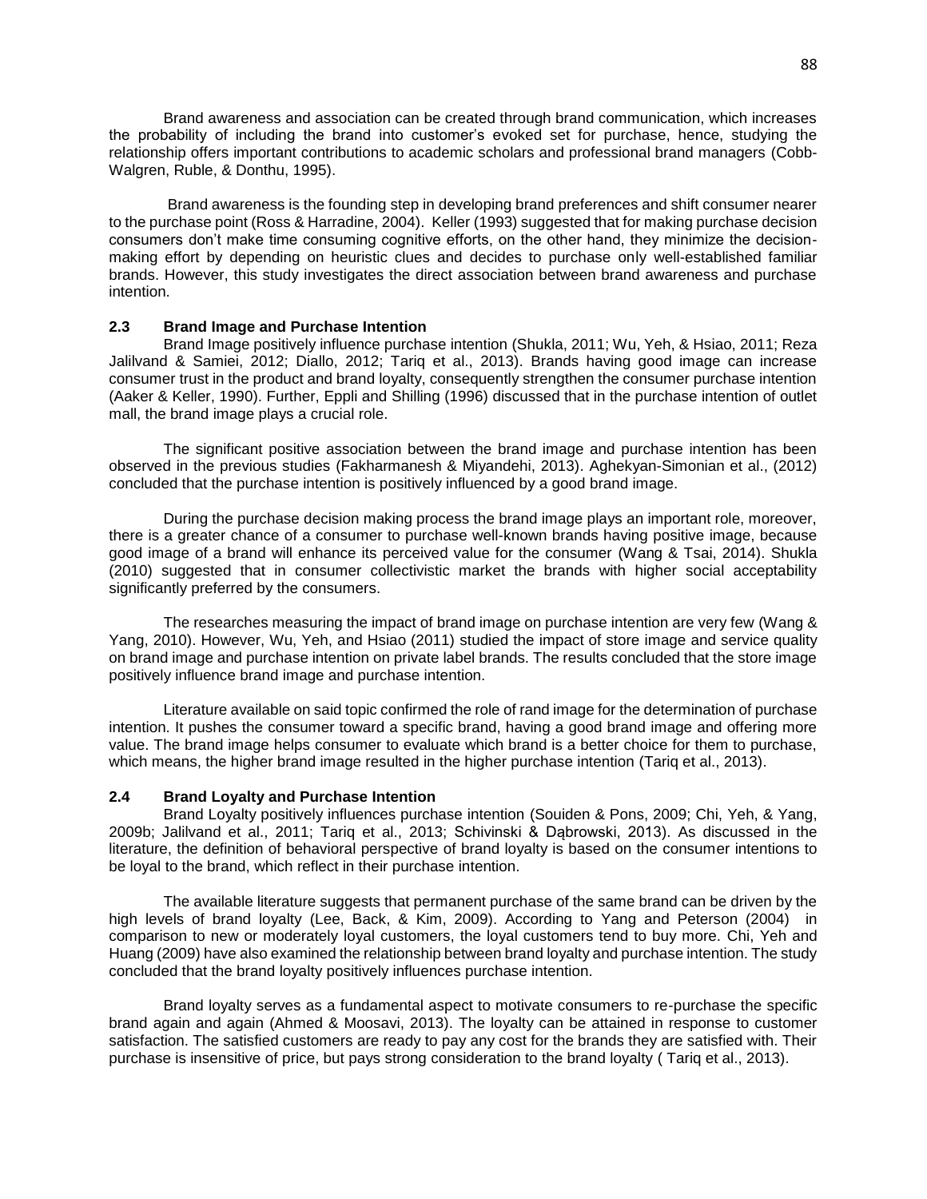Brand awareness and association can be created through brand communication, which increases the probability of including the brand into customer's evoked set for purchase, hence, studying the relationship offers important contributions to academic scholars and professional brand managers (Cobb-Walgren, Ruble, & Donthu, 1995).

Brand awareness is the founding step in developing brand preferences and shift consumer nearer to the purchase point (Ross & Harradine, 2004). Keller (1993) suggested that for making purchase decision consumers don't make time consuming cognitive efforts, on the other hand, they minimize the decision-making effort by depending on heuristic clues and decides to purchase only well-established familiar brands. However, this study investigates the direct association between brand awareness and purchase intention.

## 2.3 Brand Image and Purchase Intention

Brand Image positively influence purchase intention (Shukla, 2011; Wu, Yeh, & Hsiao, 2011; Reza Jalilvand & Samiei, 2012; Diallo, 2012; Tariq et al., 2013). Brands having good image can increase consumer trust in the product and brand loyalty, consequently strengthen the consumer purchase intention (Aaker & Keller, 1990). Further, Eppli and Shilling (1996) discussed that in the purchase intention of outlet mall, the brand image plays a crucial role.

The significant positive association between the brand image and purchase intention has been observed in the previous studies (Fakharmanesh & Miyandehi, 2013). Aghekyan-Simonian et al., (2012) concluded that the purchase intention is positively influenced by a good brand image.

During the purchase decision making process the brand image plays an important role, moreover, there is a greater chance of a consumer to purchase well-known brands having positive image, because good image of a brand will enhance its perceived value for the consumer (Wang & Tsai, 2014). Shukla (2010) suggested that in consumer collectivistic market the brands with higher social acceptability significantly preferred by the consumers.

The researches measuring the impact of brand image on purchase intention are very few (Wang & Yang, 2010). However, Wu, Yeh, and Hsiao (2011) studied the impact of store image and service quality on brand image and purchase intention on private label brands. The results concluded that the store image positively influence brand image and purchase intention.

Literature available on said topic confirmed the role of rand image for the determination of purchase intention. It pushes the consumer toward a specific brand, having a good brand image and offering more value. The brand image helps consumer to evaluate which brand is a better choice for them to purchase, which means, the higher brand image resulted in the higher purchase intention (Tariq et al., 2013).

## 2.4 Brand Loyalty and Purchase Intention

Brand Loyalty positively influences purchase intention (Souiden & Pons, 2009; Chi, Yeh, & Yang, 2009b; Jalilvand et al., 2011; Tariq et al., 2013; Schivinski & Dąbrowski, 2013). As discussed in the literature, the definition of behavioral perspective of brand loyalty is based on the consumer intentions to be loyal to the brand, which reflect in their purchase intention.

The available literature suggests that permanent purchase of the same brand can be driven by the high levels of brand loyalty (Lee, Back, & Kim, 2009). According to Yang and Peterson (2004) in comparison to new or moderately loyal customers, the loyal customers tend to buy more. Chi, Yeh and Huang (2009) have also examined the relationship between brand loyalty and purchase intention. The study concluded that the brand loyalty positively influences purchase intention.

Brand loyalty serves as a fundamental aspect to motivate consumers to re-purchase the specific brand again and again (Ahmed & Moosavi, 2013). The loyalty can be attained in response to customer satisfaction. The satisfied customers are ready to pay any cost for the brands they are satisfied with. Their purchase is insensitive of price, but pays strong consideration to the brand loyalty ( Tariq et al., 2013).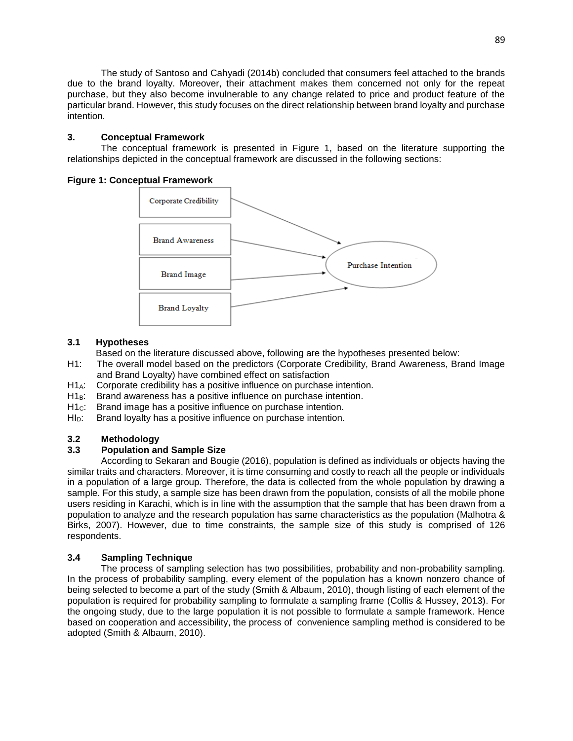The study of Santoso and Cahyadi (2014b) concluded that consumers feel attached to the brands due to the brand loyalty. Moreover, their attachment makes them concerned not only for the repeat purchase, but they also become invulnerable to any change related to price and product feature of the particular brand. However, this study focuses on the direct relationship between brand loyalty and purchase intention.

## 3. Conceptual Framework

The conceptual framework is presented in Figure 1, based on the literature supporting the relationships depicted in the conceptual framework are discussed in the following sections:

**Figure 1: Conceptual Framework**

Corporate Credibility → Purchase Intention
Brand Awareness → Purchase Intention
Brand Image → Purchase Intention
Brand Loyalty → Purchase Intention

### 3.1 Hypotheses

Based on the literature discussed above, following are the hypotheses presented below:

H1: The overall model based on the predictors (Corporate Credibility, Brand Awareness, Brand Image and Brand Loyalty) have combined effect on satisfaction

$H1_A$: Corporate credibility has a positive influence on purchase intention.

$H1_B$: Brand awareness has a positive influence on purchase intention.

$H1_C$: Brand image has a positive influence on purchase intention.

$HI_D$: Brand loyalty has a positive influence on purchase intention.

### 3.2 Methodology

### 3.3 Population and Sample Size

According to Sekaran and Bougie (2016), population is defined as individuals or objects having the similar traits and characters. Moreover, it is time consuming and costly to reach all the people or individuals in a population of a large group. Therefore, the data is collected from the whole population by drawing a sample. For this study, a sample size has been drawn from the population, consists of all the mobile phone users residing in Karachi, which is in line with the assumption that the sample that has been drawn from a population to analyze and the research population has same characteristics as the population (Malhotra & Birks, 2007). However, due to time constraints, the sample size of this study is comprised of 126 respondents.

### 3.4 Sampling Technique

The process of sampling selection has two possibilities, probability and non-probability sampling. In the process of probability sampling, every element of the population has a known nonzero chance of being selected to become a part of the study (Smith & Albaum, 2010), though listing of each element of the population is required for probability sampling to formulate a sampling frame (Collis & Hussey, 2013). For the ongoing study, due to the large population it is not possible to formulate a sample framework. Hence based on cooperation and accessibility, the process of convenience sampling method is considered to be adopted (Smith & Albaum, 2010).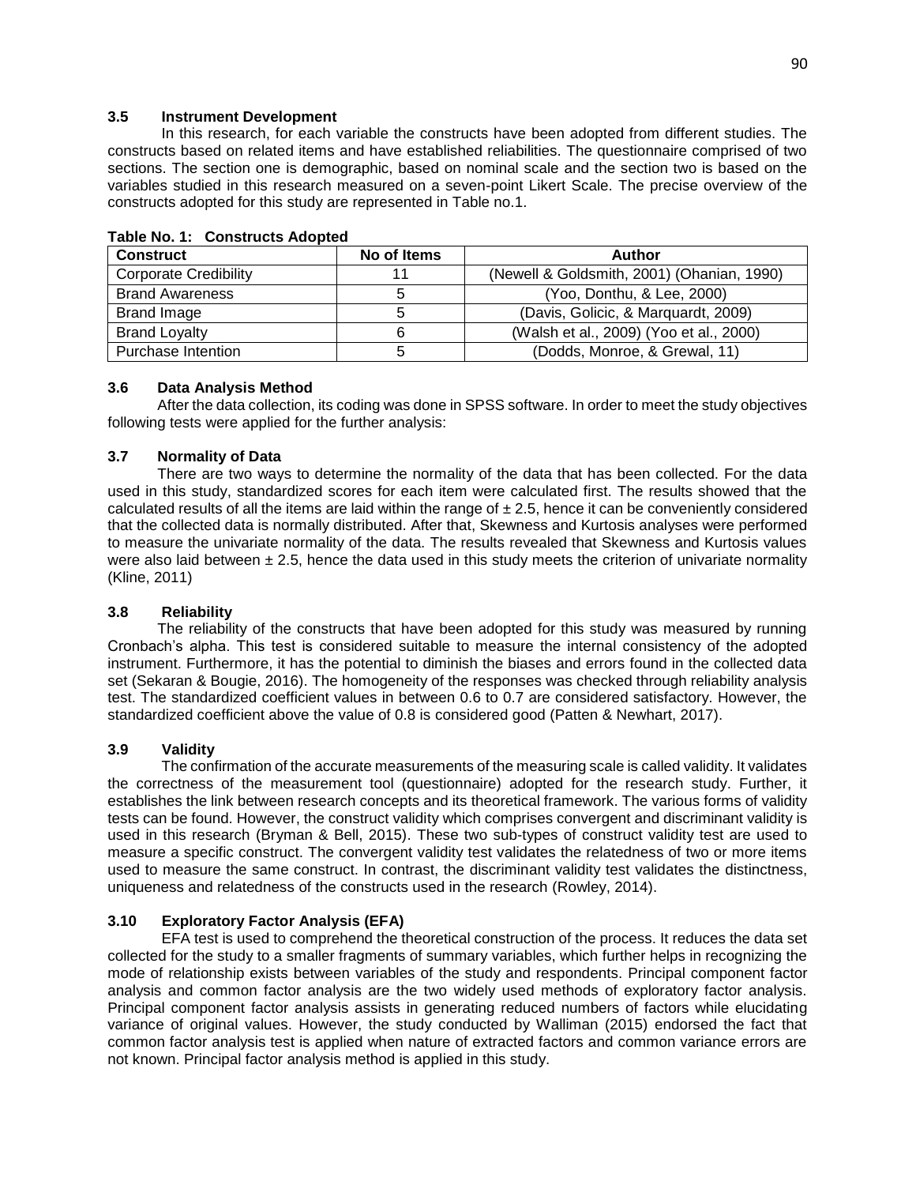### 3.5 Instrument Development

In this research, for each variable the constructs have been adopted from different studies. The constructs based on related items and have established reliabilities. The questionnaire comprised of two sections. The section one is demographic, based on nominal scale and the section two is based on the variables studied in this research measured on a seven-point Likert Scale. The precise overview of the constructs adopted for this study are represented in Table no.1.

**Table No. 1: Constructs Adopted**

| Construct | No of Items | Author |
|---|---|---|
| Corporate Credibility | 11 | (Newell & Goldsmith, 2001) (Ohanian, 1990) |
| Brand Awareness | 5 | (Yoo, Donthu, & Lee, 2000) |
| Brand Image | 5 | (Davis, Golicic, & Marquardt, 2009) |
| Brand Loyalty | 6 | (Walsh et al., 2009) (Yoo et al., 2000) |
| Purchase Intention | 5 | (Dodds, Monroe, & Grewal, 11) |

### 3.6 Data Analysis Method

After the data collection, its coding was done in SPSS software. In order to meet the study objectives following tests were applied for the further analysis:

### 3.7 Normality of Data

There are two ways to determine the normality of the data that has been collected. For the data used in this study, standardized scores for each item were calculated first. The results showed that the calculated results of all the items are laid within the range of ± 2.5, hence it can be conveniently considered that the collected data is normally distributed. After that, Skewness and Kurtosis analyses were performed to measure the univariate normality of the data. The results revealed that Skewness and Kurtosis values were also laid between ± 2.5, hence the data used in this study meets the criterion of univariate normality (Kline, 2011)

### 3.8 Reliability

The reliability of the constructs that have been adopted for this study was measured by running Cronbach's alpha. This test is considered suitable to measure the internal consistency of the adopted instrument. Furthermore, it has the potential to diminish the biases and errors found in the collected data set (Sekaran & Bougie, 2016). The homogeneity of the responses was checked through reliability analysis test. The standardized coefficient values in between 0.6 to 0.7 are considered satisfactory. However, the standardized coefficient above the value of 0.8 is considered good (Patten & Newhart, 2017).

### 3.9 Validity

The confirmation of the accurate measurements of the measuring scale is called validity. It validates the correctness of the measurement tool (questionnaire) adopted for the research study. Further, it establishes the link between research concepts and its theoretical framework. The various forms of validity tests can be found. However, the construct validity which comprises convergent and discriminant validity is used in this research (Bryman & Bell, 2015). These two sub-types of construct validity test are used to measure a specific construct. The convergent validity test validates the relatedness of two or more items used to measure the same construct. In contrast, the discriminant validity test validates the distinctness, uniqueness and relatedness of the constructs used in the research (Rowley, 2014).

### 3.10 Exploratory Factor Analysis (EFA)

EFA test is used to comprehend the theoretical construction of the process. It reduces the data set collected for the study to a smaller fragments of summary variables, which further helps in recognizing the mode of relationship exists between variables of the study and respondents. Principal component factor analysis and common factor analysis are the two widely used methods of exploratory factor analysis. Principal component factor analysis assists in generating reduced numbers of factors while elucidating variance of original values. However, the study conducted by Walliman (2015) endorsed the fact that common factor analysis test is applied when nature of extracted factors and common variance errors are not known. Principal factor analysis method is applied in this study.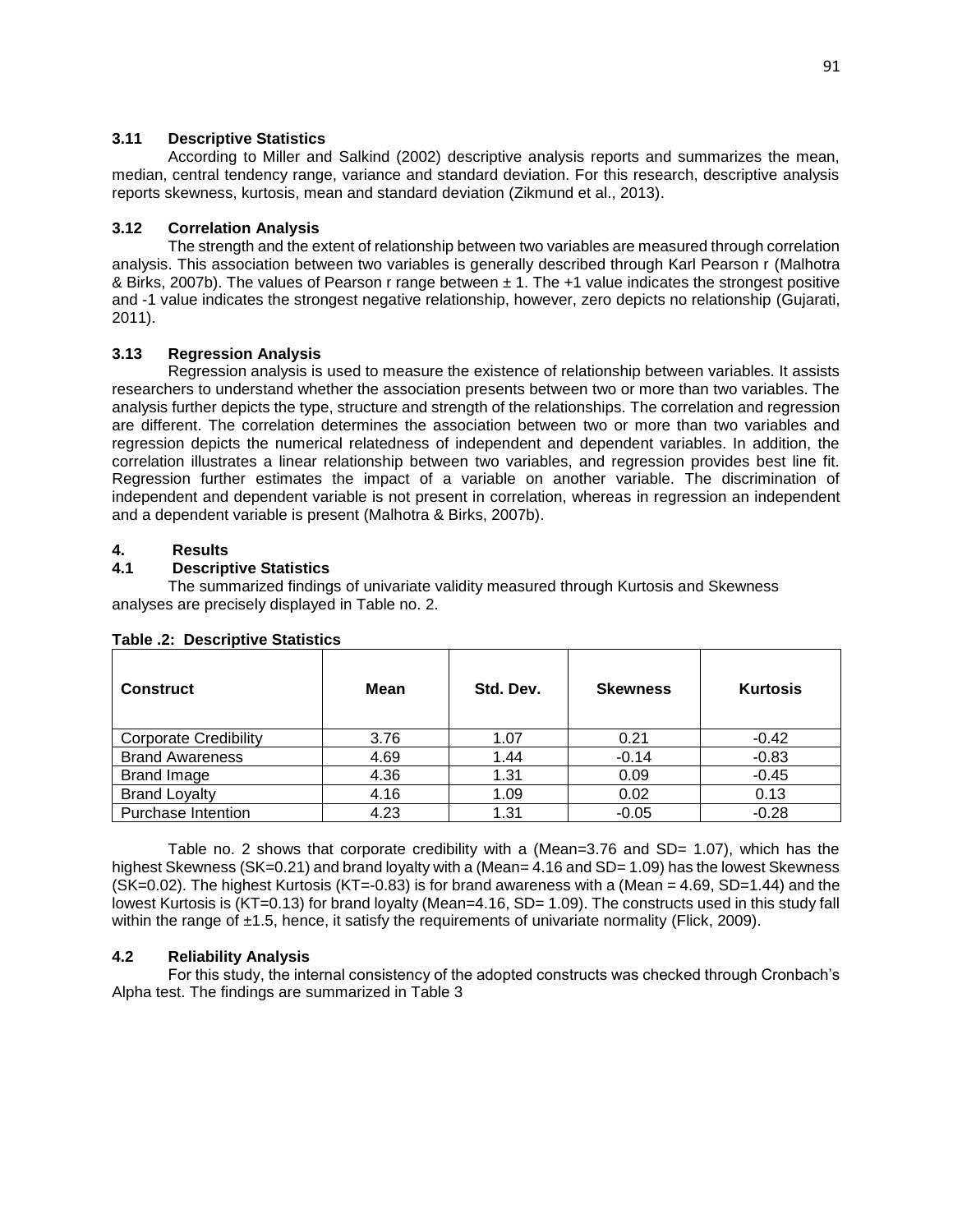### 3.11 Descriptive Statistics

According to Miller and Salkind (2002) descriptive analysis reports and summarizes the mean, median, central tendency range, variance and standard deviation. For this research, descriptive analysis reports skewness, kurtosis, mean and standard deviation (Zikmund et al., 2013).

### 3.12 Correlation Analysis

The strength and the extent of relationship between two variables are measured through correlation analysis. This association between two variables is generally described through Karl Pearson r (Malhotra & Birks, 2007b). The values of Pearson r range between ± 1. The +1 value indicates the strongest positive and -1 value indicates the strongest negative relationship, however, zero depicts no relationship (Gujarati, 2011).

### 3.13 Regression Analysis

Regression analysis is used to measure the existence of relationship between variables. It assists researchers to understand whether the association presents between two or more than two variables. The analysis further depicts the type, structure and strength of the relationships. The correlation and regression are different. The correlation determines the association between two or more than two variables and regression depicts the numerical relatedness of independent and dependent variables. In addition, the correlation illustrates a linear relationship between two variables, and regression provides best line fit. Regression further estimates the impact of a variable on another variable. The discrimination of independent and dependent variable is not present in correlation, whereas in regression an independent and a dependent variable is present (Malhotra & Birks, 2007b).

## 4. Results

### 4.1 Descriptive Statistics

The summarized findings of univariate validity measured through Kurtosis and Skewness analyses are precisely displayed in Table no. 2.

**Table .2: Descriptive Statistics**

| Construct | Mean | Std. Dev. | Skewness | Kurtosis |
|---|---|---|---|---|
| Corporate Credibility | 3.76 | 1.07 | 0.21 | -0.42 |
| Brand Awareness | 4.69 | 1.44 | -0.14 | -0.83 |
| Brand Image | 4.36 | 1.31 | 0.09 | -0.45 |
| Brand Loyalty | 4.16 | 1.09 | 0.02 | 0.13 |
| Purchase Intention | 4.23 | 1.31 | -0.05 | -0.28 |

Table no. 2 shows that corporate credibility with a (Mean=3.76 and SD= 1.07), which has the highest Skewness (SK=0.21) and brand loyalty with a (Mean= 4.16 and SD= 1.09) has the lowest Skewness (SK=0.02). The highest Kurtosis (KT=-0.83) is for brand awareness with a (Mean = 4.69, SD=1.44) and the lowest Kurtosis is (KT=0.13) for brand loyalty (Mean=4.16, SD= 1.09). The constructs used in this study fall within the range of ±1.5, hence, it satisfy the requirements of univariate normality (Flick, 2009).

### 4.2 Reliability Analysis

For this study, the internal consistency of the adopted constructs was checked through Cronbach's Alpha test. The findings are summarized in Table 3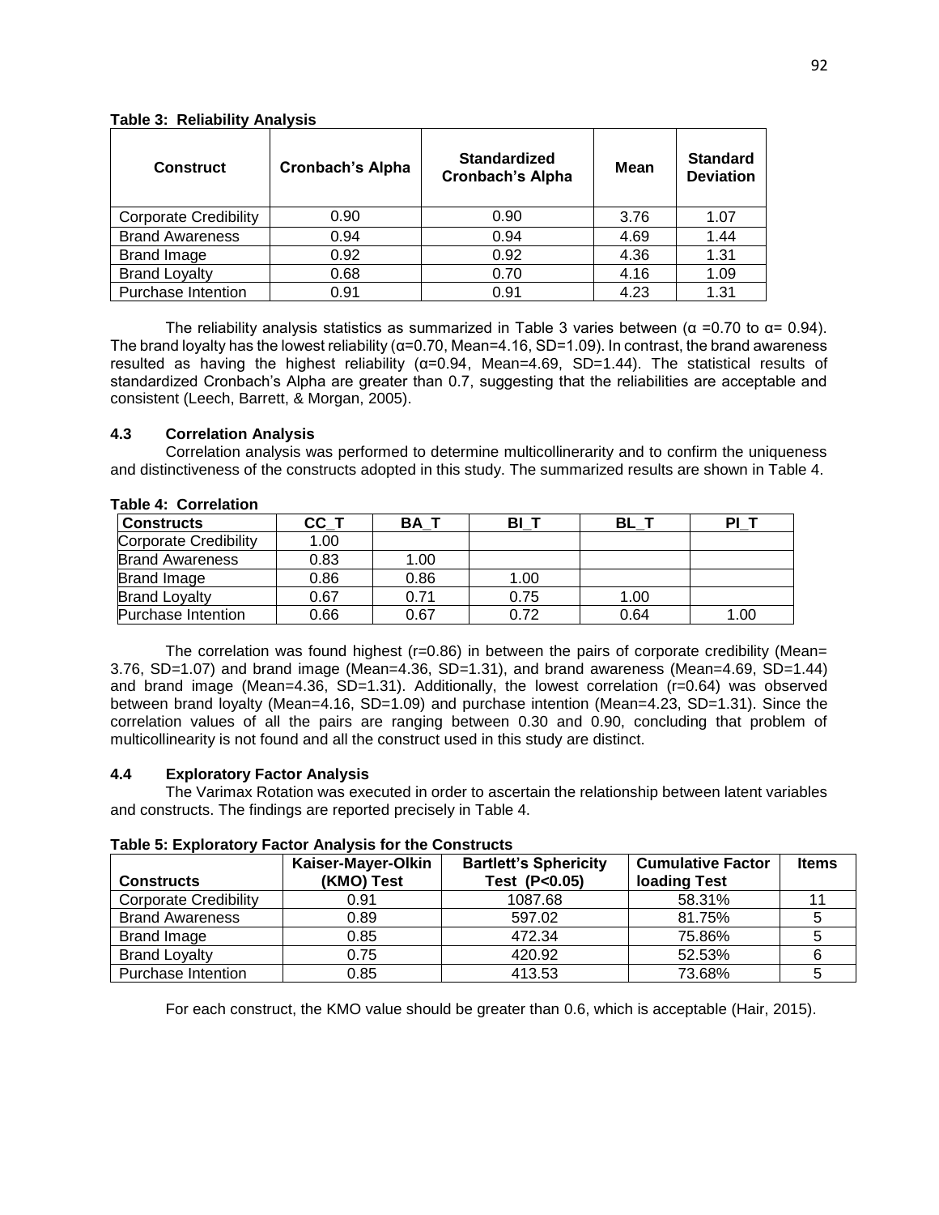**Table 3: Reliability Analysis**

| Construct | Cronbach's Alpha | Standardized Cronbach's Alpha | Mean | Standard Deviation |
|---|---|---|---|---|
| Corporate Credibility | 0.90 | 0.90 | 3.76 | 1.07 |
| Brand Awareness | 0.94 | 0.94 | 4.69 | 1.44 |
| Brand Image | 0.92 | 0.92 | 4.36 | 1.31 |
| Brand Loyalty | 0.68 | 0.70 | 4.16 | 1.09 |
| Purchase Intention | 0.91 | 0.91 | 4.23 | 1.31 |

The reliability analysis statistics as summarized in Table 3 varies between (α =0.70 to α= 0.94). The brand loyalty has the lowest reliability (α=0.70, Mean=4.16, SD=1.09). In contrast, the brand awareness resulted as having the highest reliability (α=0.94, Mean=4.69, SD=1.44). The statistical results of standardized Cronbach's Alpha are greater than 0.7, suggesting that the reliabilities are acceptable and consistent (Leech, Barrett, & Morgan, 2005).

### 4.3 Correlation Analysis

Correlation analysis was performed to determine multicollinearity and to confirm the uniqueness and distinctiveness of the constructs adopted in this study. The summarized results are shown in Table 4.

**Table 4: Correlation**

| Constructs | CC_T | BA_T | BI_T | BL_T | PI_T |
|---|---|---|---|---|---|
| Corporate Credibility | 1.00 | | | | |
| Brand Awareness | 0.83 | 1.00 | | | |
| Brand Image | 0.86 | 0.86 | 1.00 | | |
| Brand Loyalty | 0.67 | 0.71 | 0.75 | 1.00 | |
| Purchase Intention | 0.66 | 0.67 | 0.72 | 0.64 | 1.00 |

The correlation was found highest (r=0.86) in between the pairs of corporate credibility (Mean= 3.76, SD=1.07) and brand image (Mean=4.36, SD=1.31), and brand awareness (Mean=4.69, SD=1.44) and brand image (Mean=4.36, SD=1.31). Additionally, the lowest correlation (r=0.64) was observed between brand loyalty (Mean=4.16, SD=1.09) and purchase intention (Mean=4.23, SD=1.31). Since the correlation values of all the pairs are ranging between 0.30 and 0.90, concluding that problem of multicollinearity is not found and all the construct used in this study are distinct.

### 4.4 Exploratory Factor Analysis

The Varimax Rotation was executed in order to ascertain the relationship between latent variables and constructs. The findings are reported precisely in Table 4.

**Table 5: Exploratory Factor Analysis for the Constructs**

| Constructs | Kaiser-Mayer-Olkin (KMO) Test | Bartlett's Sphericity Test (P<0.05) | Cumulative Factor loading Test | Items |
|---|---|---|---|---|
| Corporate Credibility | 0.91 | 1087.68 | 58.31% | 11 |
| Brand Awareness | 0.89 | 597.02 | 81.75% | 5 |
| Brand Image | 0.85 | 472.34 | 75.86% | 5 |
| Brand Loyalty | 0.75 | 420.92 | 52.53% | 6 |
| Purchase Intention | 0.85 | 413.53 | 73.68% | 5 |

For each construct, the KMO value should be greater than 0.6, which is acceptable (Hair, 2015).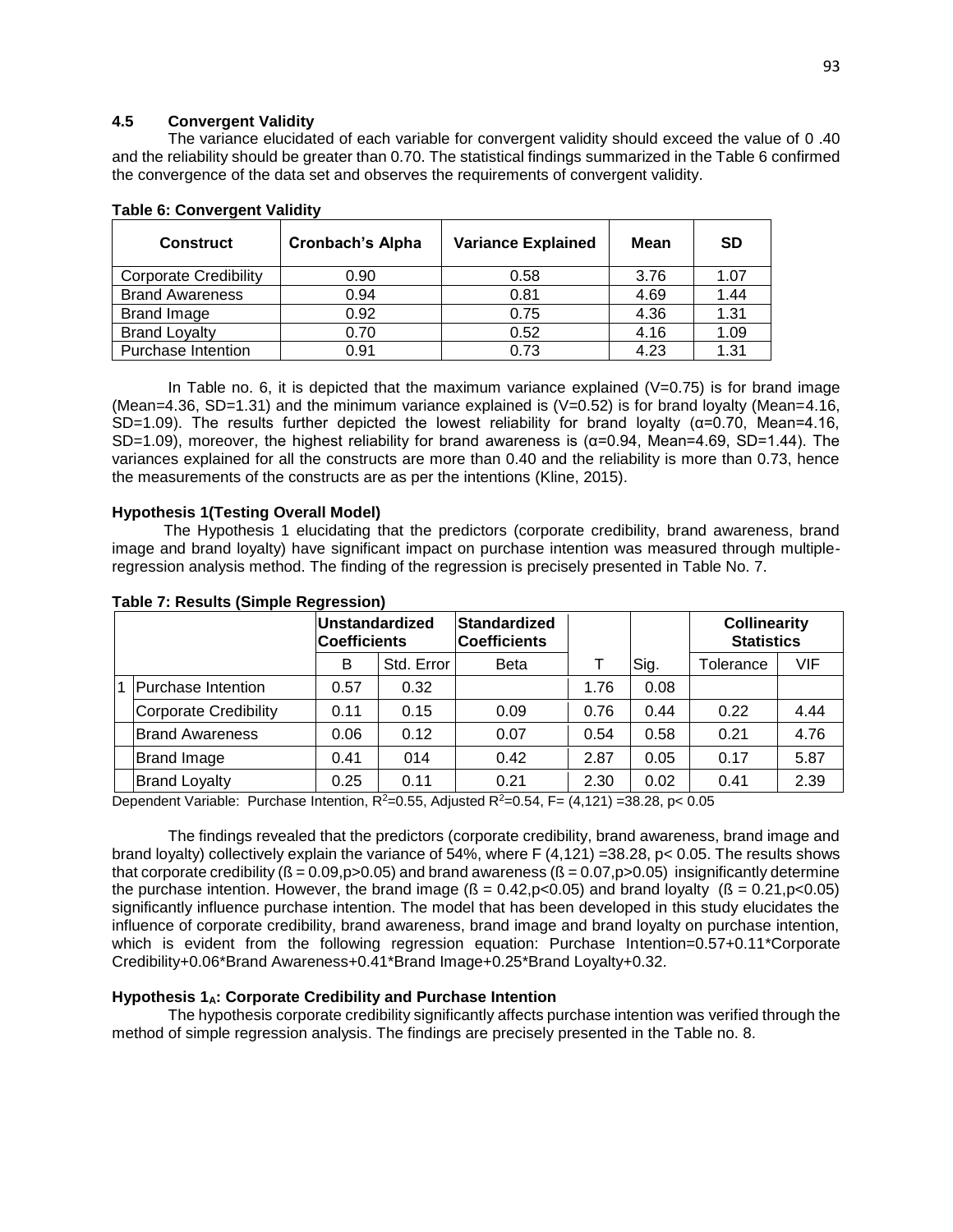### 4.5 Convergent Validity

The variance elucidated of each variable for convergent validity should exceed the value of 0 .40 and the reliability should be greater than 0.70. The statistical findings summarized in the Table 6 confirmed the convergence of the data set and observes the requirements of convergent validity.

**Table 6: Convergent Validity**

| Construct | Cronbach's Alpha | Variance Explained | Mean | SD |
|---|---|---|---|---|
| Corporate Credibility | 0.90 | 0.58 | 3.76 | 1.07 |
| Brand Awareness | 0.94 | 0.81 | 4.69 | 1.44 |
| Brand Image | 0.92 | 0.75 | 4.36 | 1.31 |
| Brand Loyalty | 0.70 | 0.52 | 4.16 | 1.09 |
| Purchase Intention | 0.91 | 0.73 | 4.23 | 1.31 |

In Table no. 6, it is depicted that the maximum variance explained (V=0.75) is for brand image (Mean=4.36, SD=1.31) and the minimum variance explained is (V=0.52) is for brand loyalty (Mean=4.16, SD=1.09). The results further depicted the lowest reliability for brand loyalty (α=0.70, Mean=4.16, SD=1.09), moreover, the highest reliability for brand awareness is (α=0.94, Mean=4.69, SD=1.44). The variances explained for all the constructs are more than 0.40 and the reliability is more than 0.73, hence the measurements of the constructs are as per the intentions (Kline, 2015).

**Hypothesis 1(Testing Overall Model)**

The Hypothesis 1 elucidating that the predictors (corporate credibility, brand awareness, brand image and brand loyalty) have significant impact on purchase intention was measured through multiple-regression analysis method. The finding of the regression is precisely presented in Table No. 7.

**Table 7: Results (Simple Regression)**

| | | Unstandardized Coefficients | | Standardized Coefficients | | | Collinearity Statistics | |
|---|---|---|---|---|---|---|---|---|
| | | B | Std. Error | Beta | T | Sig. | Tolerance | VIF |
| 1 | Purchase Intention | 0.57 | 0.32 | | 1.76 | 0.08 | | |
| | Corporate Credibility | 0.11 | 0.15 | 0.09 | 0.76 | 0.44 | 0.22 | 4.44 |
| | Brand Awareness | 0.06 | 0.12 | 0.07 | 0.54 | 0.58 | 0.21 | 4.76 |
| | Brand Image | 0.41 | 014 | 0.42 | 2.87 | 0.05 | 0.17 | 5.87 |
| | Brand Loyalty | 0.25 | 0.11 | 0.21 | 2.30 | 0.02 | 0.41 | 2.39 |

Dependent Variable: Purchase Intention, $R^2$=0.55, Adjusted $R^2$=0.54, F= (4,121) =38.28, $p< 0.05$

The findings revealed that the predictors (corporate credibility, brand awareness, brand image and brand loyalty) collectively explain the variance of 54%, where F (4,121) =38.28, $p< 0.05$. The results shows that corporate credibility (ß = 0.09,p>0.05) and brand awareness (ß = 0.07,p>0.05) insignificantly determine the purchase intention. However, the brand image (ß = 0.42,p<0.05) and brand loyalty (ß = 0.21,p<0.05) significantly influence purchase intention. The model that has been developed in this study elucidates the influence of corporate credibility, brand awareness, brand image and brand loyalty on purchase intention, which is evident from the following regression equation: Purchase Intention=0.57+0.11*Corporate Credibility+0.06*Brand Awareness+0.41*Brand Image+0.25*Brand Loyalty+0.32.

**Hypothesis $1_A$: Corporate Credibility and Purchase Intention**

The hypothesis corporate credibility significantly affects purchase intention was verified through the method of simple regression analysis. The findings are precisely presented in the Table no. 8.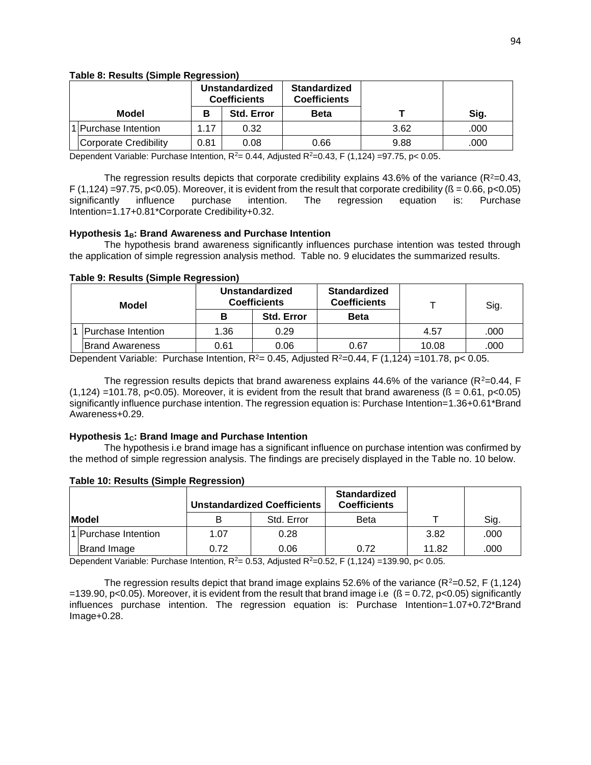**Table 8: Results (Simple Regression)**

| Model | | Unstandardized Coefficients | | Standardized Coefficients | | |
|---|---|---|---|---|---|---|
| | | B | Std. Error | Beta | T | Sig. |
| 1 | Purchase Intention | 1.17 | 0.32 | | 3.62 | .000 |
| | Corporate Credibility | 0.81 | 0.08 | 0.66 | 9.88 | .000 |

Dependent Variable: Purchase Intention, $R^2$= 0.44, Adjusted $R^2$=0.43, F (1,124) =97.75, p< 0.05.

The regression results depicts that corporate credibility explains 43.6% of the variance ($R^2$=0.43, F (1,124) =97.75, p<0.05). Moreover, it is evident from the result that corporate credibility (ß = 0.66, p<0.05) significantly influence purchase intention. The regression equation is: Purchase Intention=1.17+0.81*Corporate Credibility+0.32.

**Hypothesis $1_B$: Brand Awareness and Purchase Intention**

The hypothesis brand awareness significantly influences purchase intention was tested through the application of simple regression analysis method. Table no. 9 elucidates the summarized results.

**Table 9: Results (Simple Regression)**

| Model | | Unstandardized Coefficients | | Standardized Coefficients | T | Sig. |
|---|---|---|---|---|---|---|
| | | B | Std. Error | Beta | | |
| 1 | Purchase Intention | 1.36 | 0.29 | | 4.57 | .000 |
| | Brand Awareness | 0.61 | 0.06 | 0.67 | 10.08 | .000 |

Dependent Variable: Purchase Intention, $R^2$= 0.45, Adjusted $R^2$=0.44, F (1,124) =101.78, p< 0.05.

The regression results depicts that brand awareness explains 44.6% of the variance ($R^2$=0.44, F (1,124) =101.78, p<0.05). Moreover, it is evident from the result that brand awareness (ß = 0.61, p<0.05) significantly influence purchase intention. The regression equation is: Purchase Intention=1.36+0.61*Brand Awareness+0.29.

**Hypothesis $1_C$: Brand Image and Purchase Intention**

The hypothesis i.e brand image has a significant influence on purchase intention was confirmed by the method of simple regression analysis. The findings are precisely displayed in the Table no. 10 below.

**Table 10: Results (Simple Regression)**

| Model | | Unstandardized Coefficients | | Standardized Coefficients | | |
|---|---|---|---|---|---|---|
| | | B | Std. Error | Beta | T | Sig. |
| 1 | Purchase Intention | 1.07 | 0.28 | | 3.82 | .000 |
| | Brand Image | 0.72 | 0.06 | 0.72 | 11.82 | .000 |

Dependent Variable: Purchase Intention, $R^2$= 0.53, Adjusted $R^2$=0.52, F (1,124) =139.90, p< 0.05.

The regression results depict that brand image explains 52.6% of the variance ($R^2$=0.52, F (1,124) =139.90, p<0.05). Moreover, it is evident from the result that brand image i.e (ß = 0.72, p<0.05) significantly influences purchase intention. The regression equation is: Purchase Intention=1.07+0.72*Brand Image+0.28.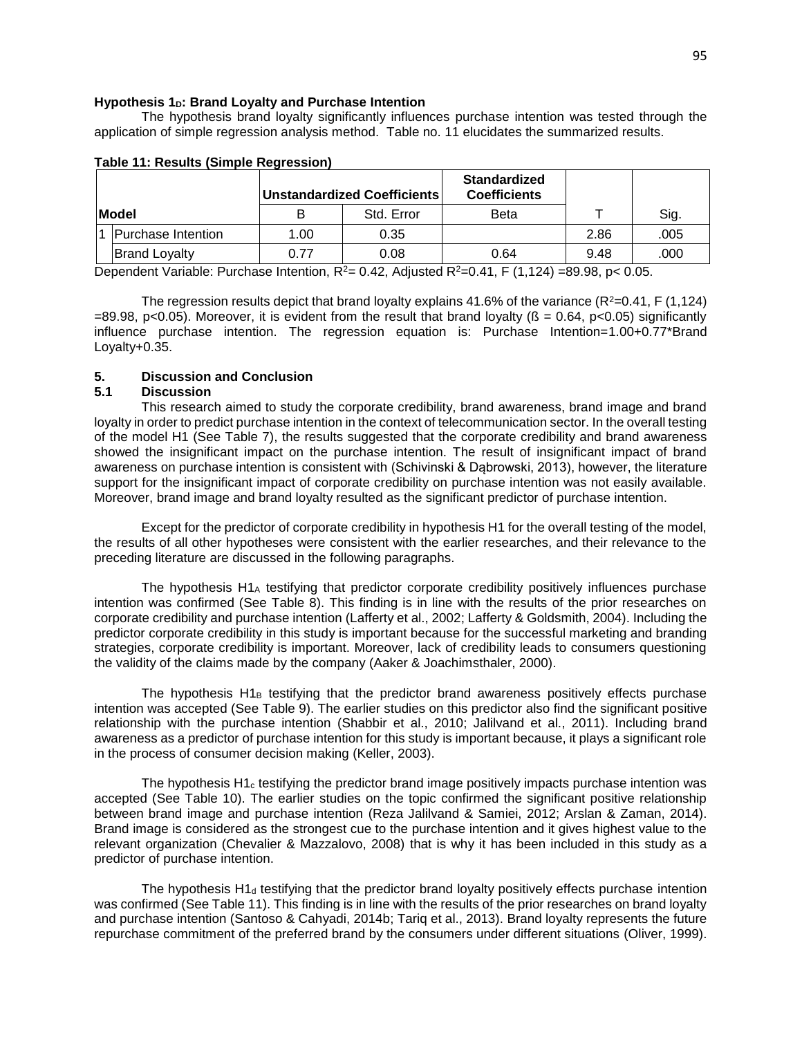**Hypothesis $1_D$: Brand Loyalty and Purchase Intention**

The hypothesis brand loyalty significantly influences purchase intention was tested through the application of simple regression analysis method. Table no. 11 elucidates the summarized results.

**Table 11: Results (Simple Regression)**

| Model | | Unstandardized Coefficients | | Standardized Coefficients | | |
|---|---|---|---|---|---|---|
| | | B | Std. Error | Beta | T | Sig. |
| 1 | Purchase Intention | 1.00 | 0.35 | | 2.86 | .005 |
| | Brand Loyalty | 0.77 | 0.08 | 0.64 | 9.48 | .000 |

Dependent Variable: Purchase Intention, $R^2$= 0.42, Adjusted $R^2$=0.41, F (1,124) =89.98, p< 0.05.

The regression results depict that brand loyalty explains 41.6% of the variance ($R^2$=0.41, F (1,124) =89.98, p<0.05). Moreover, it is evident from the result that brand loyalty (ß = 0.64, p<0.05) significantly influence purchase intention. The regression equation is: Purchase Intention=1.00+0.77*Brand Loyalty+0.35.

## 5. Discussion and Conclusion

### 5.1 Discussion

This research aimed to study the corporate credibility, brand awareness, brand image and brand loyalty in order to predict purchase intention in the context of telecommunication sector. In the overall testing of the model H1 (See Table 7), the results suggested that the corporate credibility and brand awareness showed the insignificant impact on the purchase intention. The result of insignificant impact of brand awareness on purchase intention is consistent with (Schivinski & Dąbrowski, 2013), however, the literature support for the insignificant impact of corporate credibility on purchase intention was not easily available. Moreover, brand image and brand loyalty resulted as the significant predictor of purchase intention.

Except for the predictor of corporate credibility in hypothesis H1 for the overall testing of the model, the results of all other hypotheses were consistent with the earlier researches, and their relevance to the preceding literature are discussed in the following paragraphs.

The hypothesis $H1_A$ testifying that predictor corporate credibility positively influences purchase intention was confirmed (See Table 8). This finding is in line with the results of the prior researches on corporate credibility and purchase intention (Lafferty et al., 2002; Lafferty & Goldsmith, 2004). Including the predictor corporate credibility in this study is important because for the successful marketing and branding strategies, corporate credibility is important. Moreover, lack of credibility leads to consumers questioning the validity of the claims made by the company (Aaker & Joachimsthaler, 2000).

The hypothesis $H1_B$ testifying that the predictor brand awareness positively effects purchase intention was accepted (See Table 9). The earlier studies on this predictor also find the significant positive relationship with the purchase intention (Shabbir et al., 2010; Jalilvand et al., 2011). Including brand awareness as a predictor of purchase intention for this study is important because, it plays a significant role in the process of consumer decision making (Keller, 2003).

The hypothesis $H1_c$ testifying the predictor brand image positively impacts purchase intention was accepted (See Table 10). The earlier studies on the topic confirmed the significant positive relationship between brand image and purchase intention (Reza Jalilvand & Samiei, 2012; Arslan & Zaman, 2014). Brand image is considered as the strongest cue to the purchase intention and it gives highest value to the relevant organization (Chevalier & Mazzalovo, 2008) that is why it has been included in this study as a predictor of purchase intention.

The hypothesis $H1_d$ testifying that the predictor brand loyalty positively effects purchase intention was confirmed (See Table 11). This finding is in line with the results of the prior researches on brand loyalty and purchase intention (Santoso & Cahyadi, 2014b; Tariq et al., 2013). Brand loyalty represents the future repurchase commitment of the preferred brand by the consumers under different situations (Oliver, 1999).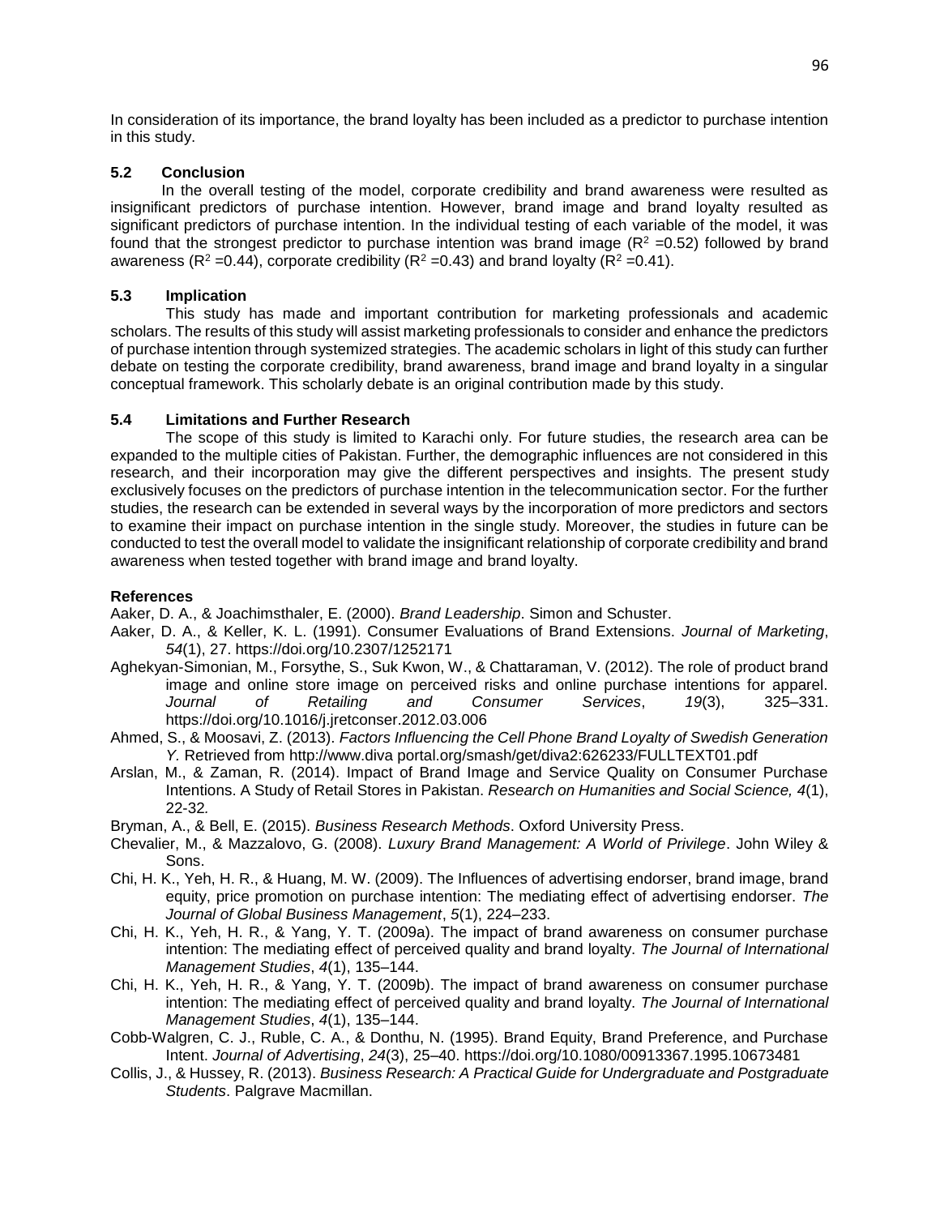In consideration of its importance, the brand loyalty has been included as a predictor to purchase intention in this study.

### 5.2 Conclusion

In the overall testing of the model, corporate credibility and brand awareness were resulted as insignificant predictors of purchase intention. However, brand image and brand loyalty resulted as significant predictors of purchase intention. In the individual testing of each variable of the model, it was found that the strongest predictor to purchase intention was brand image ($R^2$ =0.52) followed by brand awareness ($R^2$ =0.44), corporate credibility ($R^2$ =0.43) and brand loyalty ($R^2$ =0.41).

### 5.3 Implication

This study has made and important contribution for marketing professionals and academic scholars. The results of this study will assist marketing professionals to consider and enhance the predictors of purchase intention through systemized strategies. The academic scholars in light of this study can further debate on testing the corporate credibility, brand awareness, brand image and brand loyalty in a singular conceptual framework. This scholarly debate is an original contribution made by this study.

### 5.4 Limitations and Further Research

The scope of this study is limited to Karachi only. For future studies, the research area can be expanded to the multiple cities of Pakistan. Further, the demographic influences are not considered in this research, and their incorporation may give the different perspectives and insights. The present study exclusively focuses on the predictors of purchase intention in the telecommunication sector. For the further studies, the research can be extended in several ways by the incorporation of more predictors and sectors to examine their impact on purchase intention in the single study. Moreover, the studies in future can be conducted to test the overall model to validate the insignificant relationship of corporate credibility and brand awareness when tested together with brand image and brand loyalty.

## References

Aaker, D. A., & Joachimsthaler, E. (2000). *Brand Leadership*. Simon and Schuster.

Aaker, D. A., & Keller, K. L. (1991). Consumer Evaluations of Brand Extensions. *Journal of Marketing*, *54*(1), 27. https://doi.org/10.2307/1252171

Aghekyan-Simonian, M., Forsythe, S., Suk Kwon, W., & Chattaraman, V. (2012). The role of product brand image and online store image on perceived risks and online purchase intentions for apparel. *Journal of Retailing and Consumer Services*, *19*(3), 325–331. https://doi.org/10.1016/j.jretconser.2012.03.006

Ahmed, S., & Moosavi, Z. (2013). *Factors Influencing the Cell Phone Brand Loyalty of Swedish Generation Y.* Retrieved from http://www.diva portal.org/smash/get/diva2:626233/FULLTEXT01.pdf

Arslan, M., & Zaman, R. (2014). Impact of Brand Image and Service Quality on Consumer Purchase Intentions. A Study of Retail Stores in Pakistan. *Research on Humanities and Social Science, 4*(1), 22-32*.*

Bryman, A., & Bell, E. (2015). *Business Research Methods*. Oxford University Press.

Chevalier, M., & Mazzalovo, G. (2008). *Luxury Brand Management: A World of Privilege*. John Wiley & Sons.

Chi, H. K., Yeh, H. R., & Huang, M. W. (2009). The Influences of advertising endorser, brand image, brand equity, price promotion on purchase intention: The mediating effect of advertising endorser. *The Journal of Global Business Management*, *5*(1), 224–233.

Chi, H. K., Yeh, H. R., & Yang, Y. T. (2009a). The impact of brand awareness on consumer purchase intention: The mediating effect of perceived quality and brand loyalty. *The Journal of International Management Studies*, *4*(1), 135–144.

Chi, H. K., Yeh, H. R., & Yang, Y. T. (2009b). The impact of brand awareness on consumer purchase intention: The mediating effect of perceived quality and brand loyalty. *The Journal of International Management Studies*, *4*(1), 135–144.

Cobb-Walgren, C. J., Ruble, C. A., & Donthu, N. (1995). Brand Equity, Brand Preference, and Purchase Intent. *Journal of Advertising*, *24*(3), 25–40. https://doi.org/10.1080/00913367.1995.10673481

Collis, J., & Hussey, R. (2013). *Business Research: A Practical Guide for Undergraduate and Postgraduate Students*. Palgrave Macmillan.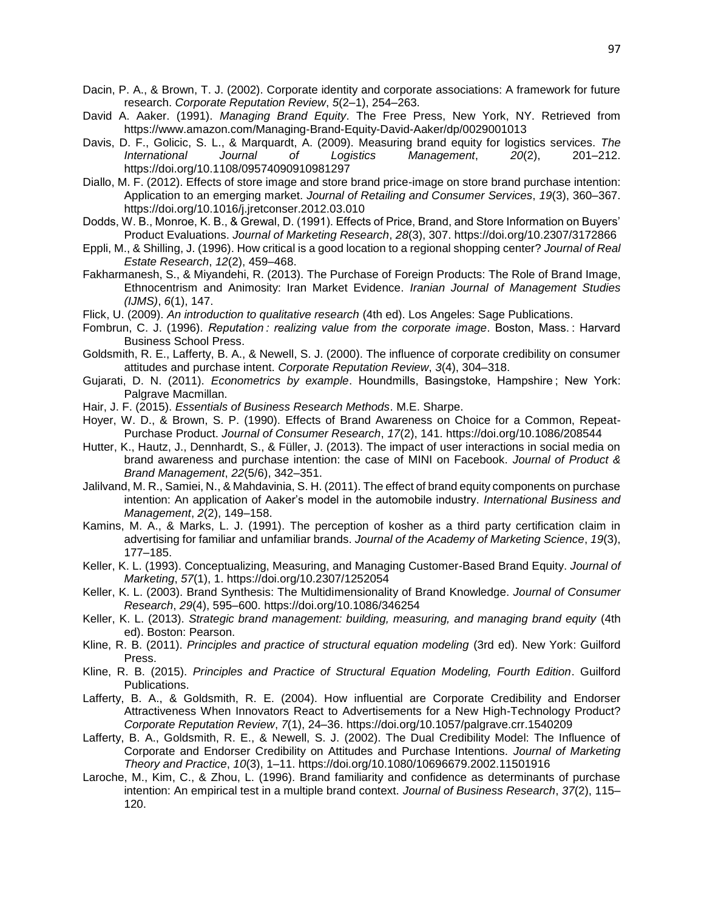Dacin, P. A., & Brown, T. J. (2002). Corporate identity and corporate associations: A framework for future research. *Corporate Reputation Review*, *5*(2–1), 254–263.

David A. Aaker. (1991). *Managing Brand Equity*. The Free Press, New York, NY. Retrieved from https://www.amazon.com/Managing-Brand-Equity-David-Aaker/dp/0029001013

Davis, D. F., Golicic, S. L., & Marquardt, A. (2009). Measuring brand equity for logistics services. *The International Journal of Logistics Management*, *20*(2), 201–212. https://doi.org/10.1108/09574090910981297

Diallo, M. F. (2012). Effects of store image and store brand price-image on store brand purchase intention: Application to an emerging market. *Journal of Retailing and Consumer Services*, *19*(3), 360–367. https://doi.org/10.1016/j.jretconser.2012.03.010

Dodds, W. B., Monroe, K. B., & Grewal, D. (1991). Effects of Price, Brand, and Store Information on Buyers' Product Evaluations. *Journal of Marketing Research*, *28*(3), 307. https://doi.org/10.2307/3172866

Eppli, M., & Shilling, J. (1996). How critical is a good location to a regional shopping center? *Journal of Real Estate Research*, *12*(2), 459–468.

Fakharmanesh, S., & Miyandehi, R. (2013). The Purchase of Foreign Products: The Role of Brand Image, Ethnocentrism and Animosity: Iran Market Evidence. *Iranian Journal of Management Studies (IJMS)*, *6*(1), 147.

Flick, U. (2009). *An introduction to qualitative research* (4th ed). Los Angeles: Sage Publications.

Fombrun, C. J. (1996). *Reputation : realizing value from the corporate image*. Boston, Mass. : Harvard Business School Press.

Goldsmith, R. E., Lafferty, B. A., & Newell, S. J. (2000). The influence of corporate credibility on consumer attitudes and purchase intent. *Corporate Reputation Review*, *3*(4), 304–318.

Gujarati, D. N. (2011). *Econometrics by example*. Houndmills, Basingstoke, Hampshire ; New York: Palgrave Macmillan.

Hair, J. F. (2015). *Essentials of Business Research Methods*. M.E. Sharpe.

Hoyer, W. D., & Brown, S. P. (1990). Effects of Brand Awareness on Choice for a Common, Repeat-Purchase Product. *Journal of Consumer Research*, *17*(2), 141. https://doi.org/10.1086/208544

Hutter, K., Hautz, J., Dennhardt, S., & Füller, J. (2013). The impact of user interactions in social media on brand awareness and purchase intention: the case of MINI on Facebook. *Journal of Product & Brand Management*, *22*(5/6), 342–351.

Jalilvand, M. R., Samiei, N., & Mahdavinia, S. H. (2011). The effect of brand equity components on purchase intention: An application of Aaker's model in the automobile industry. *International Business and Management*, *2*(2), 149–158.

Kamins, M. A., & Marks, L. J. (1991). The perception of kosher as a third party certification claim in advertising for familiar and unfamiliar brands. *Journal of the Academy of Marketing Science*, *19*(3), 177–185.

Keller, K. L. (1993). Conceptualizing, Measuring, and Managing Customer-Based Brand Equity. *Journal of Marketing*, *57*(1), 1. https://doi.org/10.2307/1252054

Keller, K. L. (2003). Brand Synthesis: The Multidimensionality of Brand Knowledge. *Journal of Consumer Research*, *29*(4), 595–600. https://doi.org/10.1086/346254

Keller, K. L. (2013). *Strategic brand management: building, measuring, and managing brand equity* (4th ed). Boston: Pearson.

Kline, R. B. (2011). *Principles and practice of structural equation modeling* (3rd ed). New York: Guilford Press.

Kline, R. B. (2015). *Principles and Practice of Structural Equation Modeling, Fourth Edition*. Guilford Publications.

Lafferty, B. A., & Goldsmith, R. E. (2004). How influential are Corporate Credibility and Endorser Attractiveness When Innovators React to Advertisements for a New High-Technology Product? *Corporate Reputation Review*, *7*(1), 24–36. https://doi.org/10.1057/palgrave.crr.1540209

Lafferty, B. A., Goldsmith, R. E., & Newell, S. J. (2002). The Dual Credibility Model: The Influence of Corporate and Endorser Credibility on Attitudes and Purchase Intentions. *Journal of Marketing Theory and Practice*, *10*(3), 1–11. https://doi.org/10.1080/10696679.2002.11501916

Laroche, M., Kim, C., & Zhou, L. (1996). Brand familiarity and confidence as determinants of purchase intention: An empirical test in a multiple brand context. *Journal of Business Research*, *37*(2), 115–120.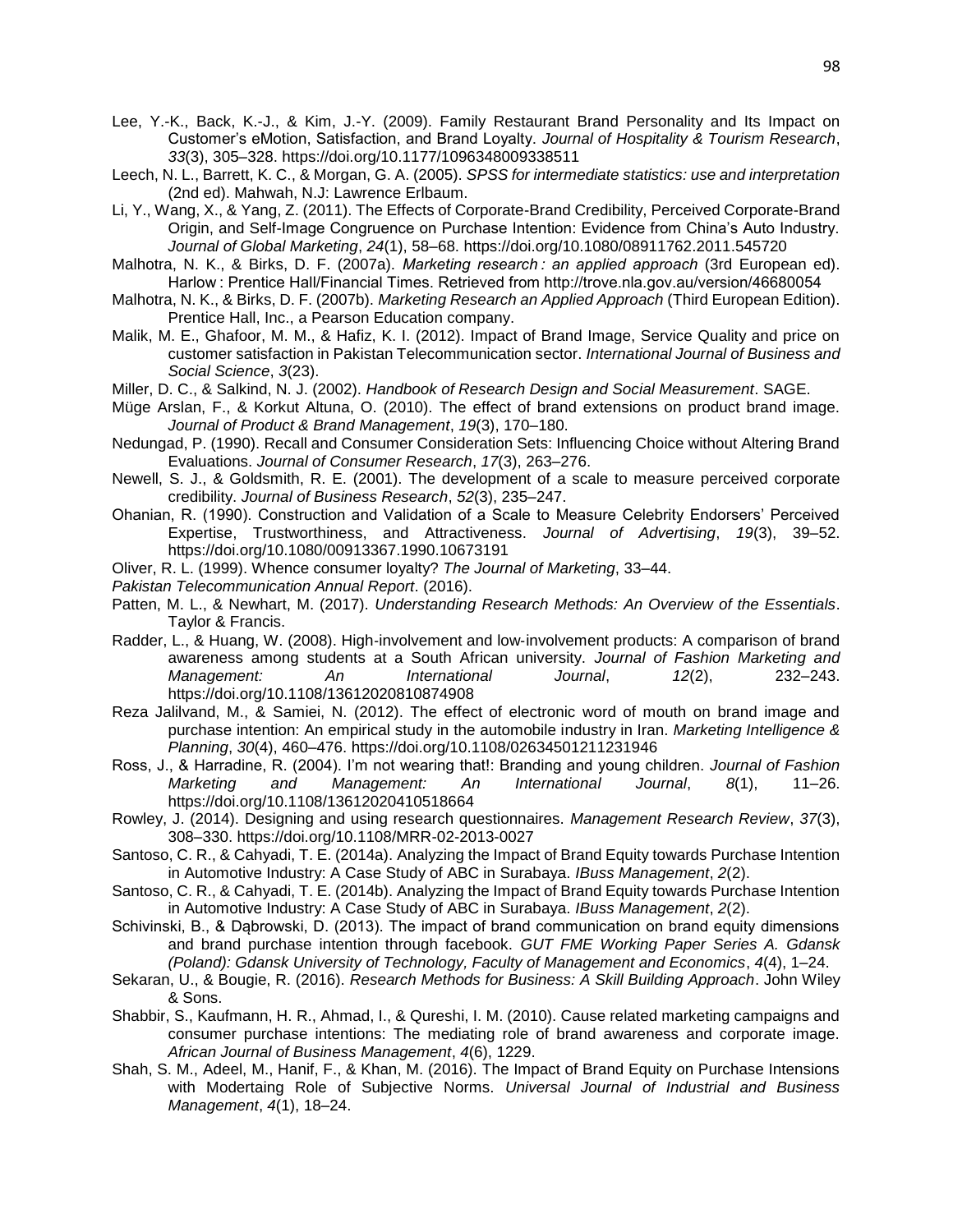Lee, Y.-K., Back, K.-J., & Kim, J.-Y. (2009). Family Restaurant Brand Personality and Its Impact on Customer's eMotion, Satisfaction, and Brand Loyalty. *Journal of Hospitality & Tourism Research*, *33*(3), 305–328. https://doi.org/10.1177/1096348009338511

Leech, N. L., Barrett, K. C., & Morgan, G. A. (2005). *SPSS for intermediate statistics: use and interpretation* (2nd ed). Mahwah, N.J: Lawrence Erlbaum.

Li, Y., Wang, X., & Yang, Z. (2011). The Effects of Corporate-Brand Credibility, Perceived Corporate-Brand Origin, and Self-Image Congruence on Purchase Intention: Evidence from China's Auto Industry. *Journal of Global Marketing*, *24*(1), 58–68. https://doi.org/10.1080/08911762.2011.545720

Malhotra, N. K., & Birks, D. F. (2007a). *Marketing research : an applied approach* (3rd European ed). Harlow : Prentice Hall/Financial Times. Retrieved from http://trove.nla.gov.au/version/46680054

Malhotra, N. K., & Birks, D. F. (2007b). *Marketing Research an Applied Approach* (Third European Edition). Prentice Hall, Inc., a Pearson Education company.

Malik, M. E., Ghafoor, M. M., & Hafiz, K. I. (2012). Impact of Brand Image, Service Quality and price on customer satisfaction in Pakistan Telecommunication sector. *International Journal of Business and Social Science*, *3*(23).

Miller, D. C., & Salkind, N. J. (2002). *Handbook of Research Design and Social Measurement*. SAGE.

Müge Arslan, F., & Korkut Altuna, O. (2010). The effect of brand extensions on product brand image. *Journal of Product & Brand Management*, *19*(3), 170–180.

Nedungad, P. (1990). Recall and Consumer Consideration Sets: Influencing Choice without Altering Brand Evaluations. *Journal of Consumer Research*, *17*(3), 263–276.

Newell, S. J., & Goldsmith, R. E. (2001). The development of a scale to measure perceived corporate credibility. *Journal of Business Research*, *52*(3), 235–247.

Ohanian, R. (1990). Construction and Validation of a Scale to Measure Celebrity Endorsers' Perceived Expertise, Trustworthiness, and Attractiveness. *Journal of Advertising*, *19*(3), 39–52. https://doi.org/10.1080/00913367.1990.10673191

Oliver, R. L. (1999). Whence consumer loyalty? *The Journal of Marketing*, 33–44.

*Pakistan Telecommunication Annual Report*. (2016).

Patten, M. L., & Newhart, M. (2017). *Understanding Research Methods: An Overview of the Essentials*. Taylor & Francis.

Radder, L., & Huang, W. (2008). High‐involvement and low‐involvement products: A comparison of brand awareness among students at a South African university. *Journal of Fashion Marketing and Management: An International Journal*, *12*(2), 232–243. https://doi.org/10.1108/13612020810874908

Reza Jalilvand, M., & Samiei, N. (2012). The effect of electronic word of mouth on brand image and purchase intention: An empirical study in the automobile industry in Iran. *Marketing Intelligence & Planning*, *30*(4), 460–476. https://doi.org/10.1108/02634501211231946

Ross, J., & Harradine, R. (2004). I'm not wearing that!: Branding and young children. *Journal of Fashion Marketing and Management: An International Journal*, *8*(1), 11–26. https://doi.org/10.1108/13612020410518664

Rowley, J. (2014). Designing and using research questionnaires. *Management Research Review*, *37*(3), 308–330. https://doi.org/10.1108/MRR-02-2013-0027

Santoso, C. R., & Cahyadi, T. E. (2014a). Analyzing the Impact of Brand Equity towards Purchase Intention in Automotive Industry: A Case Study of ABC in Surabaya. *IBuss Management*, *2*(2).

Santoso, C. R., & Cahyadi, T. E. (2014b). Analyzing the Impact of Brand Equity towards Purchase Intention in Automotive Industry: A Case Study of ABC in Surabaya. *IBuss Management*, *2*(2).

Schivinski, B., & Dąbrowski, D. (2013). The impact of brand communication on brand equity dimensions and brand purchase intention through facebook. *GUT FME Working Paper Series A. Gdansk (Poland): Gdansk University of Technology, Faculty of Management and Economics*, *4*(4), 1–24.

Sekaran, U., & Bougie, R. (2016). *Research Methods for Business: A Skill Building Approach*. John Wiley & Sons.

Shabbir, S., Kaufmann, H. R., Ahmad, I., & Qureshi, I. M. (2010). Cause related marketing campaigns and consumer purchase intentions: The mediating role of brand awareness and corporate image. *African Journal of Business Management*, *4*(6), 1229.

Shah, S. M., Adeel, M., Hanif, F., & Khan, M. (2016). The Impact of Brand Equity on Purchase Intensions with Modertaing Role of Subjective Norms. *Universal Journal of Industrial and Business Management*, *4*(1), 18–24.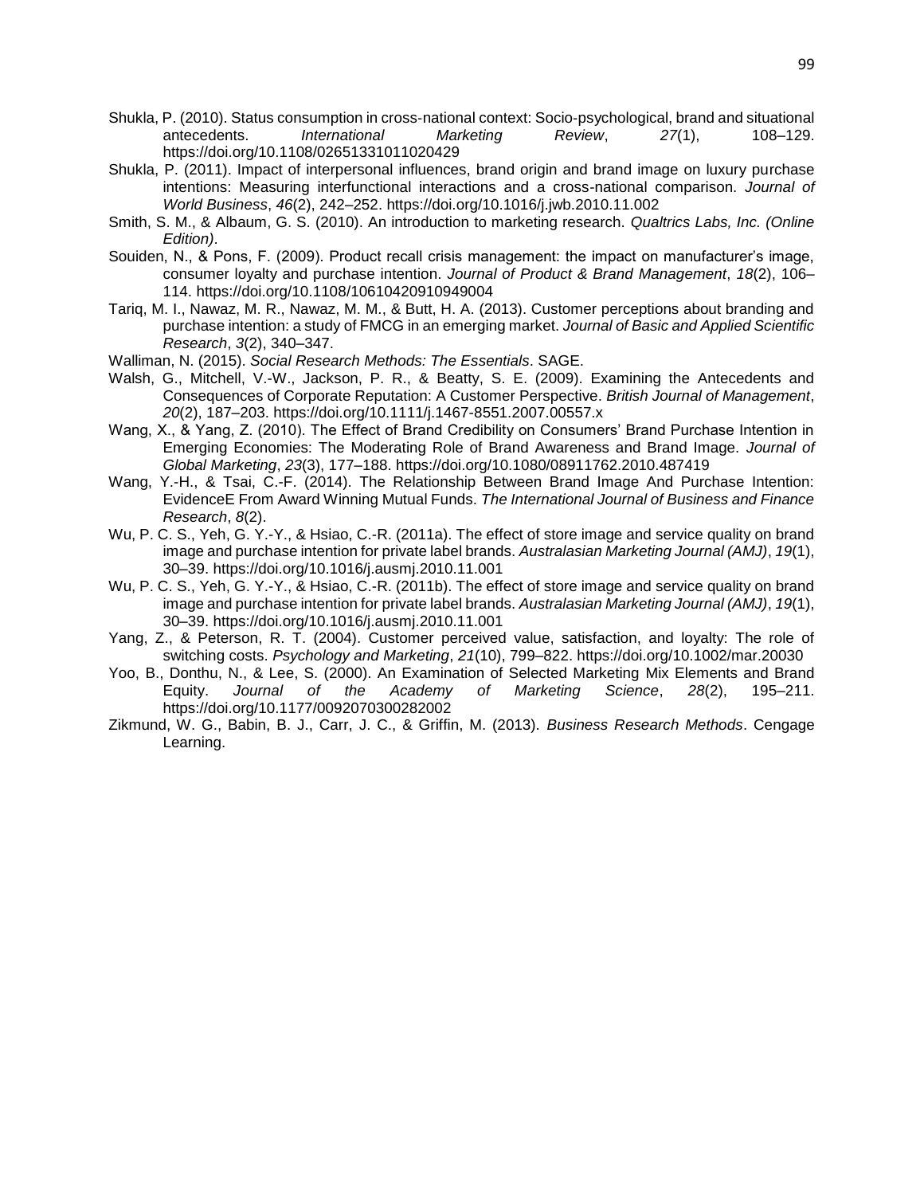Shukla, P. (2010). Status consumption in cross-national context: Socio-psychological, brand and situational antecedents. *International Marketing Review*, *27*(1), 108–129. https://doi.org/10.1108/02651331011020429

Shukla, P. (2011). Impact of interpersonal influences, brand origin and brand image on luxury purchase intentions: Measuring interfunctional interactions and a cross-national comparison. *Journal of World Business*, *46*(2), 242–252. https://doi.org/10.1016/j.jwb.2010.11.002

Smith, S. M., & Albaum, G. S. (2010). An introduction to marketing research. *Qualtrics Labs, Inc. (Online Edition)*.

Souiden, N., & Pons, F. (2009). Product recall crisis management: the impact on manufacturer's image, consumer loyalty and purchase intention. *Journal of Product & Brand Management*, *18*(2), 106–114. https://doi.org/10.1108/10610420910949004

Tariq, M. I., Nawaz, M. R., Nawaz, M. M., & Butt, H. A. (2013). Customer perceptions about branding and purchase intention: a study of FMCG in an emerging market. *Journal of Basic and Applied Scientific Research*, *3*(2), 340–347.

Walliman, N. (2015). *Social Research Methods: The Essentials*. SAGE.

Walsh, G., Mitchell, V.-W., Jackson, P. R., & Beatty, S. E. (2009). Examining the Antecedents and Consequences of Corporate Reputation: A Customer Perspective. *British Journal of Management*, *20*(2), 187–203. https://doi.org/10.1111/j.1467-8551.2007.00557.x

Wang, X., & Yang, Z. (2010). The Effect of Brand Credibility on Consumers' Brand Purchase Intention in Emerging Economies: The Moderating Role of Brand Awareness and Brand Image. *Journal of Global Marketing*, *23*(3), 177–188. https://doi.org/10.1080/08911762.2010.487419

Wang, Y.-H., & Tsai, C.-F. (2014). The Relationship Between Brand Image And Purchase Intention: EvidenceE From Award Winning Mutual Funds. *The International Journal of Business and Finance Research*, *8*(2).

Wu, P. C. S., Yeh, G. Y.-Y., & Hsiao, C.-R. (2011a). The effect of store image and service quality on brand image and purchase intention for private label brands. *Australasian Marketing Journal (AMJ)*, *19*(1), 30–39. https://doi.org/10.1016/j.ausmj.2010.11.001

Wu, P. C. S., Yeh, G. Y.-Y., & Hsiao, C.-R. (2011b). The effect of store image and service quality on brand image and purchase intention for private label brands. *Australasian Marketing Journal (AMJ)*, *19*(1), 30–39. https://doi.org/10.1016/j.ausmj.2010.11.001

Yang, Z., & Peterson, R. T. (2004). Customer perceived value, satisfaction, and loyalty: The role of switching costs. *Psychology and Marketing*, *21*(10), 799–822. https://doi.org/10.1002/mar.20030

Yoo, B., Donthu, N., & Lee, S. (2000). An Examination of Selected Marketing Mix Elements and Brand Equity. *Journal of the Academy of Marketing Science*, *28*(2), 195–211. https://doi.org/10.1177/0092070300282002

Zikmund, W. G., Babin, B. J., Carr, J. C., & Griffin, M. (2013). *Business Research Methods*. Cengage Learning.